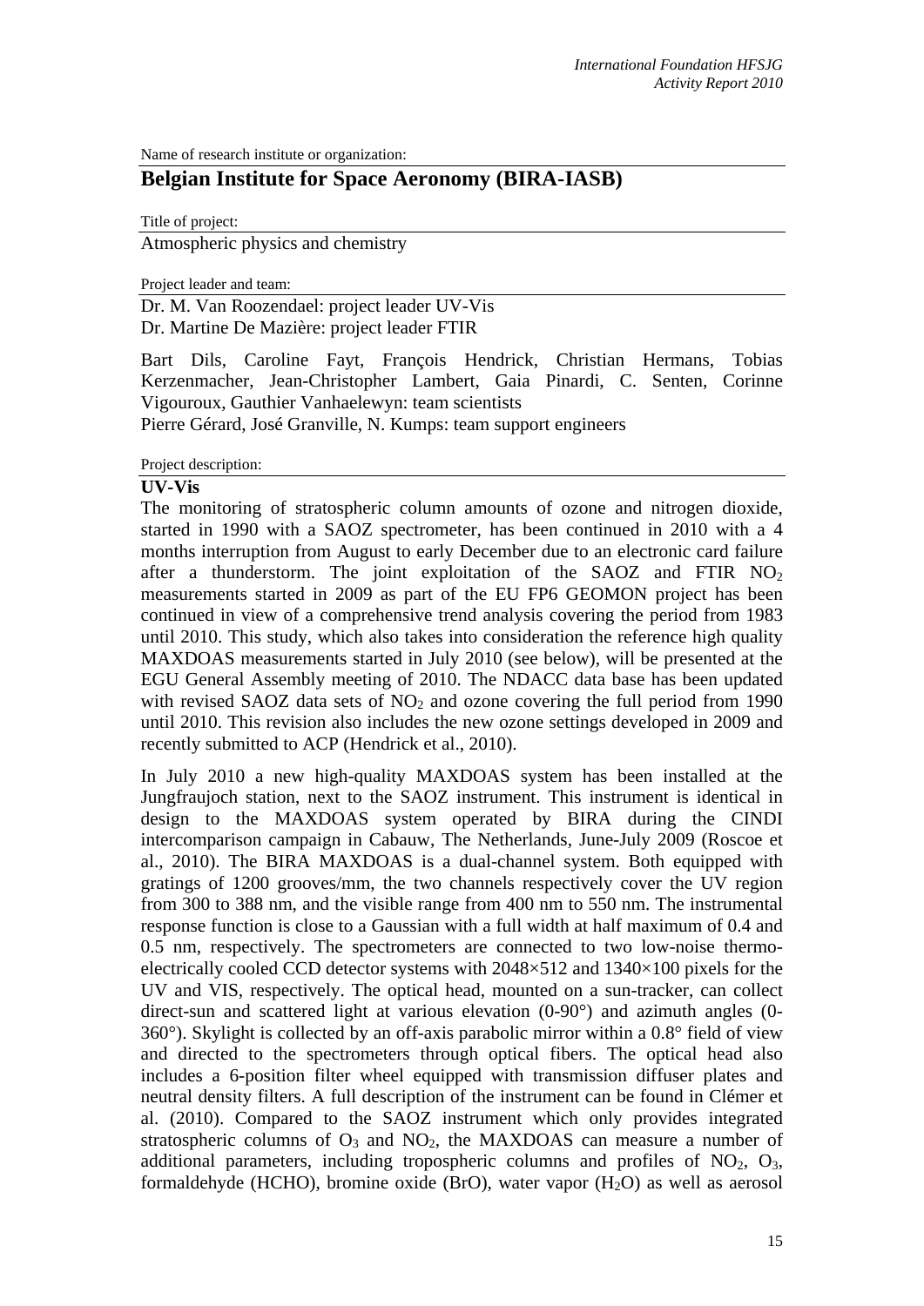Name of research institute or organization:

# Belgian Institute for Space Aeronomy (BIRA-IASB)

Title of project:

Atmospheric physics and chemistry

Project leader and team:

Dr. M. Van Roozendael: project leader UV-Vis
Dr. Martine De Mazière: project leader FTIR

Bart Dils, Caroline Fayt, François Hendrick, Christian Hermans, Tobias Kerzenmacher, Jean-Christopher Lambert, Gaia Pinardi, C. Senten, Corinne Vigouroux, Gauthier Vanhaelewyn: team scientists
Pierre Gérard, José Granville, N. Kumps: team support engineers

Project description:

## UV-Vis

The monitoring of stratospheric column amounts of ozone and nitrogen dioxide, started in 1990 with a SAOZ spectrometer, has been continued in 2010 with a 4 months interruption from August to early December due to an electronic card failure after a thunderstorm. The joint exploitation of the SAOZ and FTIR $NO_2$ measurements started in 2009 as part of the EU FP6 GEOMON project has been continued in view of a comprehensive trend analysis covering the period from 1983 until 2010. This study, which also takes into consideration the reference high quality MAXDOAS measurements started in July 2010 (see below), will be presented at the EGU General Assembly meeting of 2010. The NDACC data base has been updated with revised SAOZ data sets of $NO_2$ and ozone covering the full period from 1990 until 2010. This revision also includes the new ozone settings developed in 2009 and recently submitted to ACP (Hendrick et al., 2010).

In July 2010 a new high-quality MAXDOAS system has been installed at the Jungfraujoch station, next to the SAOZ instrument. This instrument is identical in design to the MAXDOAS system operated by BIRA during the CINDI intercomparison campaign in Cabauw, The Netherlands, June-July 2009 (Roscoe et al., 2010). The BIRA MAXDOAS is a dual-channel system. Both equipped with gratings of 1200 grooves/mm, the two channels respectively cover the UV region from 300 to 388 nm, and the visible range from 400 nm to 550 nm. The instrumental response function is close to a Gaussian with a full width at half maximum of 0.4 and 0.5 nm, respectively. The spectrometers are connected to two low-noise thermo-electrically cooled CCD detector systems with 2048×512 and 1340×100 pixels for the UV and VIS, respectively. The optical head, mounted on a sun-tracker, can collect direct-sun and scattered light at various elevation (0-90°) and azimuth angles (0-360°). Skylight is collected by an off-axis parabolic mirror within a 0.8° field of view and directed to the spectrometers through optical fibers. The optical head also includes a 6-position filter wheel equipped with transmission diffuser plates and neutral density filters. A full description of the instrument can be found in Clémer et al. (2010). Compared to the SAOZ instrument which only provides integrated stratospheric columns of $O_3$ and $NO_2$, the MAXDOAS can measure a number of additional parameters, including tropospheric columns and profiles of $NO_2$, $O_3$, formaldehyde (HCHO), bromine oxide (BrO), water vapor ($H_2O$) as well as aerosol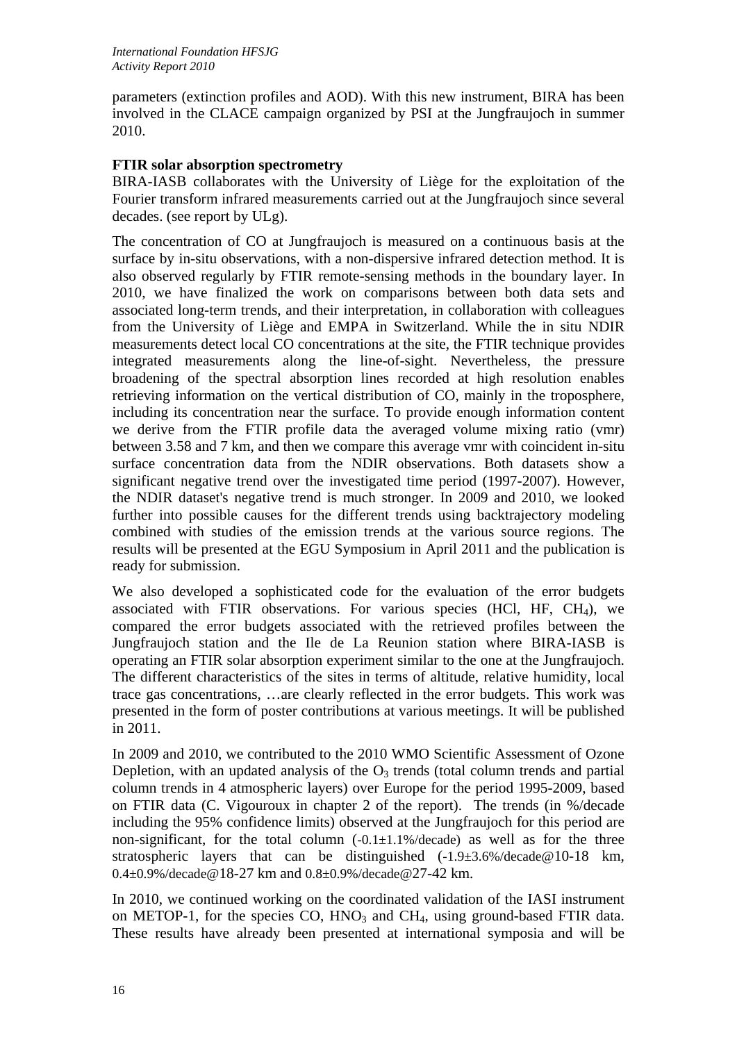parameters (extinction profiles and AOD). With this new instrument, BIRA has been involved in the CLACE campaign organized by PSI at the Jungfraujoch in summer 2010.

**FTIR solar absorption spectrometry**

BIRA-IASB collaborates with the University of Liège for the exploitation of the Fourier transform infrared measurements carried out at the Jungfraujoch since several decades. (see report by ULg).

The concentration of CO at Jungfraujoch is measured on a continuous basis at the surface by in-situ observations, with a non-dispersive infrared detection method. It is also observed regularly by FTIR remote-sensing methods in the boundary layer. In 2010, we have finalized the work on comparisons between both data sets and associated long-term trends, and their interpretation, in collaboration with colleagues from the University of Liège and EMPA in Switzerland. While the in situ NDIR measurements detect local CO concentrations at the site, the FTIR technique provides integrated measurements along the line-of-sight. Nevertheless, the pressure broadening of the spectral absorption lines recorded at high resolution enables retrieving information on the vertical distribution of CO, mainly in the troposphere, including its concentration near the surface. To provide enough information content we derive from the FTIR profile data the averaged volume mixing ratio (vmr) between 3.58 and 7 km, and then we compare this average vmr with coincident in-situ surface concentration data from the NDIR observations. Both datasets show a significant negative trend over the investigated time period (1997-2007). However, the NDIR dataset's negative trend is much stronger. In 2009 and 2010, we looked further into possible causes for the different trends using backtrajectory modeling combined with studies of the emission trends at the various source regions. The results will be presented at the EGU Symposium in April 2011 and the publication is ready for submission.

We also developed a sophisticated code for the evaluation of the error budgets associated with FTIR observations. For various species (HCl, HF, $CH_4$), we compared the error budgets associated with the retrieved profiles between the Jungfraujoch station and the Ile de La Reunion station where BIRA-IASB is operating an FTIR solar absorption experiment similar to the one at the Jungfraujoch. The different characteristics of the sites in terms of altitude, relative humidity, local trace gas concentrations, …are clearly reflected in the error budgets. This work was presented in the form of poster contributions at various meetings. It will be published in 2011.

In 2009 and 2010, we contributed to the 2010 WMO Scientific Assessment of Ozone Depletion, with an updated analysis of the $O_3$ trends (total column trends and partial column trends in 4 atmospheric layers) over Europe for the period 1995-2009, based on FTIR data (C. Vigouroux in chapter 2 of the report). The trends (in %/decade including the 95% confidence limits) observed at the Jungfraujoch for this period are non-significant, for the total column (-0.1±1.1%/decade) as well as for the three stratospheric layers that can be distinguished (-1.9±3.6%/decade@10-18 km, 0.4±0.9%/decade@18-27 km and 0.8±0.9%/decade@27-42 km.

In 2010, we continued working on the coordinated validation of the IASI instrument on METOP-1, for the species CO, $HNO_3$ and $CH_4$, using ground-based FTIR data. These results have already been presented at international symposia and will be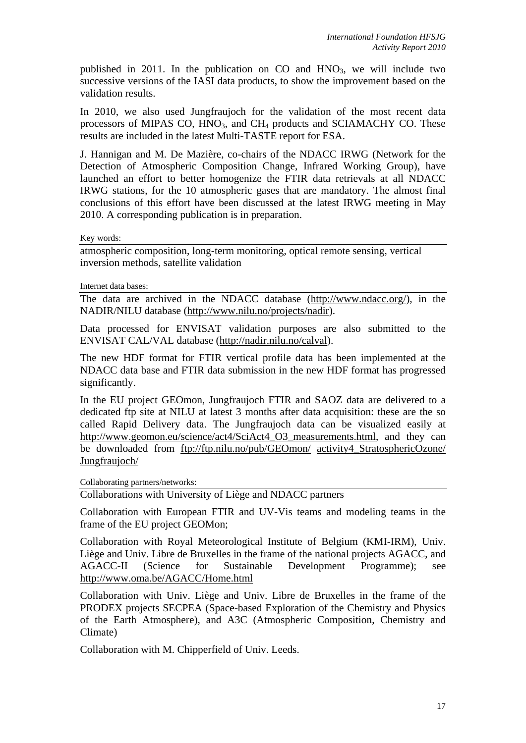published in 2011. In the publication on CO and $HNO_3$, we will include two successive versions of the IASI data products, to show the improvement based on the validation results.

In 2010, we also used Jungfraujoch for the validation of the most recent data processors of MIPAS CO, $HNO_3$, and $CH_4$ products and SCIAMACHY CO. These results are included in the latest Multi-TASTE report for ESA.

J. Hannigan and M. De Mazière, co-chairs of the NDACC IRWG (Network for the Detection of Atmospheric Composition Change, Infrared Working Group), have launched an effort to better homogenize the FTIR data retrievals at all NDACC IRWG stations, for the 10 atmospheric gases that are mandatory. The almost final conclusions of this effort have been discussed at the latest IRWG meeting in May 2010. A corresponding publication is in preparation.

Key words:

atmospheric composition, long-term monitoring, optical remote sensing, vertical inversion methods, satellite validation

Internet data bases:

The data are archived in the NDACC database (http://www.ndacc.org/), in the NADIR/NILU database (http://www.nilu.no/projects/nadir).

Data processed for ENVISAT validation purposes are also submitted to the ENVISAT CAL/VAL database (http://nadir.nilu.no/calval).

The new HDF format for FTIR vertical profile data has been implemented at the NDACC data base and FTIR data submission in the new HDF format has progressed significantly.

In the EU project GEOmon, Jungfraujoch FTIR and SAOZ data are delivered to a dedicated ftp site at NILU at latest 3 months after data acquisition: these are the so called Rapid Delivery data. The Jungfraujoch data can be visualized easily at http://www.geomon.eu/science/act4/SciAct4_O3_measurements.html, and they can be downloaded from ftp://ftp.nilu.no/pub/GEOmon/ activity4_StratosphericOzone/ Jungfraujoch/

Collaborating partners/networks:

Collaborations with University of Liège and NDACC partners

Collaboration with European FTIR and UV-Vis teams and modeling teams in the frame of the EU project GEOMon;

Collaboration with Royal Meteorological Institute of Belgium (KMI-IRM), Univ. Liège and Univ. Libre de Bruxelles in the frame of the national projects AGACC, and AGACC-II (Science for Sustainable Development Programme); see http://www.oma.be/AGACC/Home.html

Collaboration with Univ. Liège and Univ. Libre de Bruxelles in the frame of the PRODEX projects SECPEA (Space-based Exploration of the Chemistry and Physics of the Earth Atmosphere), and A3C (Atmospheric Composition, Chemistry and Climate)

Collaboration with M. Chipperfield of Univ. Leeds.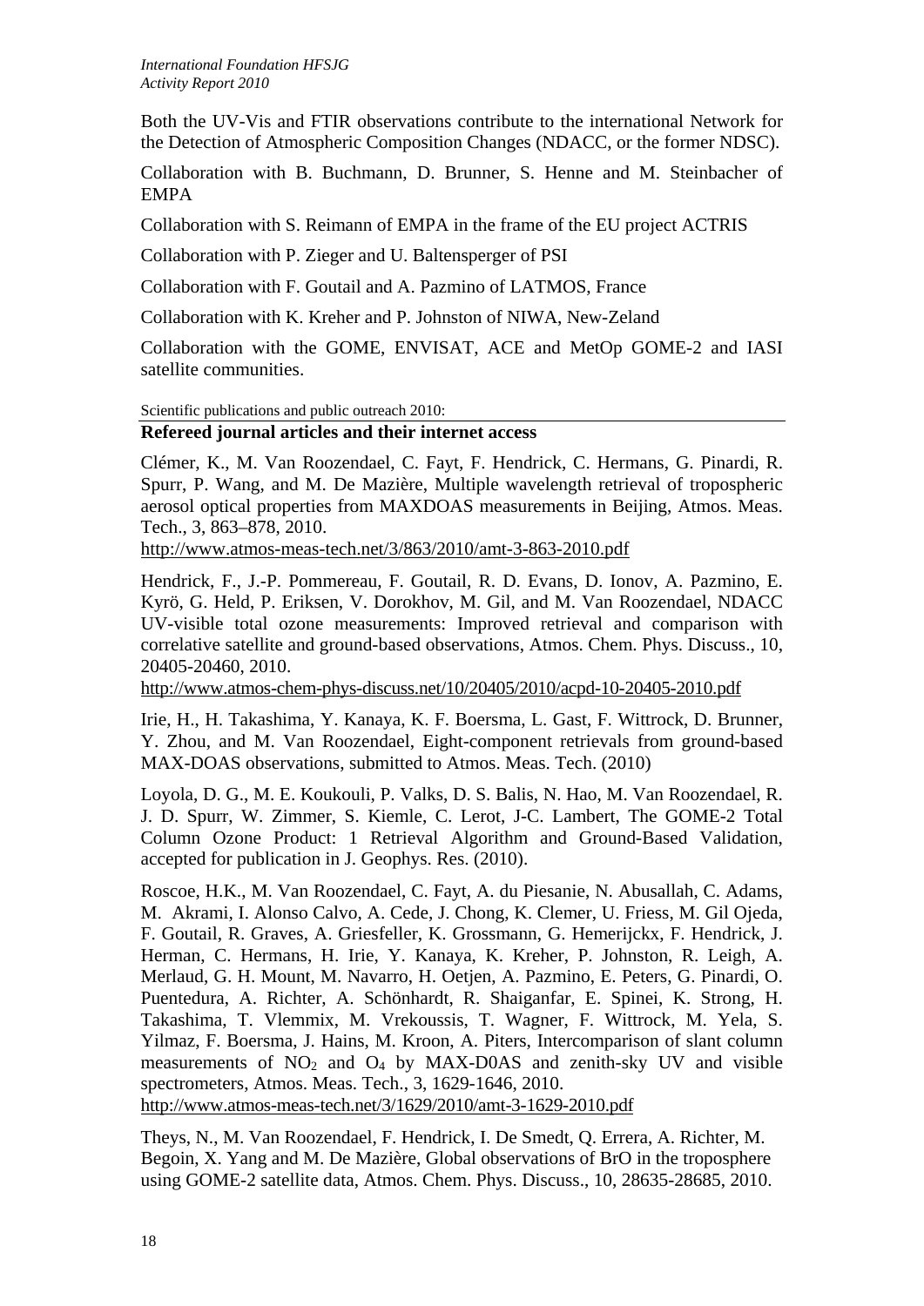Both the UV-Vis and FTIR observations contribute to the international Network for the Detection of Atmospheric Composition Changes (NDACC, or the former NDSC).

Collaboration with B. Buchmann, D. Brunner, S. Henne and M. Steinbacher of EMPA

Collaboration with S. Reimann of EMPA in the frame of the EU project ACTRIS

Collaboration with P. Zieger and U. Baltensperger of PSI

Collaboration with F. Goutail and A. Pazmino of LATMOS, France

Collaboration with K. Kreher and P. Johnston of NIWA, New-Zeland

Collaboration with the GOME, ENVISAT, ACE and MetOp GOME-2 and IASI satellite communities.

Scientific publications and public outreach 2010:

**Refereed journal articles and their internet access**

Clémer, K., M. Van Roozendael, C. Fayt, F. Hendrick, C. Hermans, G. Pinardi, R. Spurr, P. Wang, and M. De Mazière, Multiple wavelength retrieval of tropospheric aerosol optical properties from MAXDOAS measurements in Beijing, Atmos. Meas. Tech., 3, 863–878, 2010.
http://www.atmos-meas-tech.net/3/863/2010/amt-3-863-2010.pdf

Hendrick, F., J.-P. Pommereau, F. Goutail, R. D. Evans, D. Ionov, A. Pazmino, E. Kyrö, G. Held, P. Eriksen, V. Dorokhov, M. Gil, and M. Van Roozendael, NDACC UV-visible total ozone measurements: Improved retrieval and comparison with correlative satellite and ground-based observations, Atmos. Chem. Phys. Discuss., 10, 20405-20460, 2010.
http://www.atmos-chem-phys-discuss.net/10/20405/2010/acpd-10-20405-2010.pdf

Irie, H., H. Takashima, Y. Kanaya, K. F. Boersma, L. Gast, F. Wittrock, D. Brunner, Y. Zhou, and M. Van Roozendael, Eight-component retrievals from ground-based MAX-DOAS observations, submitted to Atmos. Meas. Tech. (2010)

Loyola, D. G., M. E. Koukouli, P. Valks, D. S. Balis, N. Hao, M. Van Roozendael, R. J. D. Spurr, W. Zimmer, S. Kiemle, C. Lerot, J-C. Lambert, The GOME-2 Total Column Ozone Product: 1 Retrieval Algorithm and Ground-Based Validation, accepted for publication in J. Geophys. Res. (2010).

Roscoe, H.K., M. Van Roozendael, C. Fayt, A. du Piesanie, N. Abusallah, C. Adams, M. Akrami, I. Alonso Calvo, A. Cede, J. Chong, K. Clemer, U. Friess, M. Gil Ojeda, F. Goutail, R. Graves, A. Griesfeller, K. Grossmann, G. Hemerijckx, F. Hendrick, J. Herman, C. Hermans, H. Irie, Y. Kanaya, K. Kreher, P. Johnston, R. Leigh, A. Merlaud, G. H. Mount, M. Navarro, H. Oetjen, A. Pazmino, E. Peters, G. Pinardi, O. Puentedura, A. Richter, A. Schönhardt, R. Shaiganfar, E. Spinei, K. Strong, H. Takashima, T. Vlemmix, M. Vrekoussis, T. Wagner, F. Wittrock, M. Yela, S. Yilmaz, F. Boersma, J. Hains, M. Kroon, A. Piters, Intercomparison of slant column measurements of $NO_2$ and $O_4$ by MAX-D0AS and zenith-sky UV and visible spectrometers, Atmos. Meas. Tech., 3, 1629-1646, 2010.
http://www.atmos-meas-tech.net/3/1629/2010/amt-3-1629-2010.pdf

Theys, N., M. Van Roozendael, F. Hendrick, I. De Smedt, Q. Errera, A. Richter, M. Begoin, X. Yang and M. De Mazière, Global observations of BrO in the troposphere using GOME-2 satellite data, Atmos. Chem. Phys. Discuss., 10, 28635-28685, 2010.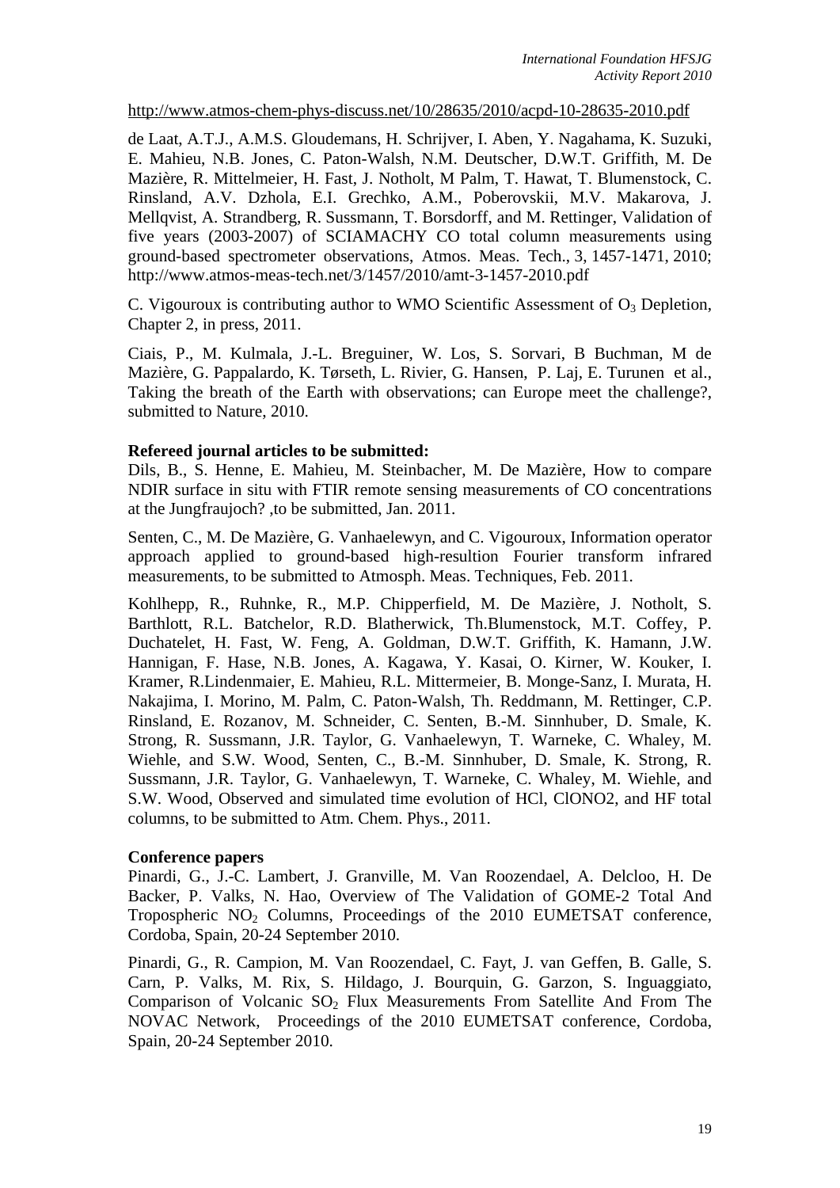http://www.atmos-chem-phys-discuss.net/10/28635/2010/acpd-10-28635-2010.pdf

de Laat, A.T.J., A.M.S. Gloudemans, H. Schrijver, I. Aben, Y. Nagahama, K. Suzuki, E. Mahieu, N.B. Jones, C. Paton-Walsh, N.M. Deutscher, D.W.T. Griffith, M. De Mazière, R. Mittelmeier, H. Fast, J. Notholt, M Palm, T. Hawat, T. Blumenstock, C. Rinsland, A.V. Dzhola, E.I. Grechko, A.M., Poberovskii, M.V. Makarova, J. Mellqvist, A. Strandberg, R. Sussmann, T. Borsdorff, and M. Rettinger, Validation of five years (2003-2007) of SCIAMACHY CO total column measurements using ground-based spectrometer observations, Atmos. Meas. Tech., 3, 1457-1471, 2010; http://www.atmos-meas-tech.net/3/1457/2010/amt-3-1457-2010.pdf

C. Vigouroux is contributing author to WMO Scientific Assessment of $O_3$ Depletion, Chapter 2, in press, 2011.

Ciais, P., M. Kulmala, J.-L. Breguiner, W. Los, S. Sorvari, B Buchman, M de Mazière, G. Pappalardo, K. Tørseth, L. Rivier, G. Hansen, P. Laj, E. Turunen et al., Taking the breath of the Earth with observations; can Europe meet the challenge?, submitted to Nature, 2010.

**Refereed journal articles to be submitted:**

Dils, B., S. Henne, E. Mahieu, M. Steinbacher, M. De Mazière, How to compare NDIR surface in situ with FTIR remote sensing measurements of CO concentrations at the Jungfraujoch? ,to be submitted, Jan. 2011.

Senten, C., M. De Mazière, G. Vanhaelewyn, and C. Vigouroux, Information operator approach applied to ground-based high-resultion Fourier transform infrared measurements, to be submitted to Atmosph. Meas. Techniques, Feb. 2011.

Kohlhepp, R., Ruhnke, R., M.P. Chipperfield, M. De Mazière, J. Notholt, S. Barthlott, R.L. Batchelor, R.D. Blatherwick, Th.Blumenstock, M.T. Coffey, P. Duchatelet, H. Fast, W. Feng, A. Goldman, D.W.T. Griffith, K. Hamann, J.W. Hannigan, F. Hase, N.B. Jones, A. Kagawa, Y. Kasai, O. Kirner, W. Kouker, I. Kramer, R.Lindenmaier, E. Mahieu, R.L. Mittermeier, B. Monge-Sanz, I. Murata, H. Nakajima, I. Morino, M. Palm, C. Paton-Walsh, Th. Reddmann, M. Rettinger, C.P. Rinsland, E. Rozanov, M. Schneider, C. Senten, B.-M. Sinnhuber, D. Smale, K. Strong, R. Sussmann, J.R. Taylor, G. Vanhaelewyn, T. Warneke, C. Whaley, M. Wiehle, and S.W. Wood, Senten, C., B.-M. Sinnhuber, D. Smale, K. Strong, R. Sussmann, J.R. Taylor, G. Vanhaelewyn, T. Warneke, C. Whaley, M. Wiehle, and S.W. Wood, Observed and simulated time evolution of HCl, ClONO2, and HF total columns, to be submitted to Atm. Chem. Phys., 2011.

**Conference papers**

Pinardi, G., J.-C. Lambert, J. Granville, M. Van Roozendael, A. Delcloo, H. De Backer, P. Valks, N. Hao, Overview of The Validation of GOME-2 Total And Tropospheric $NO_2$ Columns, Proceedings of the 2010 EUMETSAT conference, Cordoba, Spain, 20-24 September 2010.

Pinardi, G., R. Campion, M. Van Roozendael, C. Fayt, J. van Geffen, B. Galle, S. Carn, P. Valks, M. Rix, S. Hildago, J. Bourquin, G. Garzon, S. Inguaggiato, Comparison of Volcanic $SO_2$ Flux Measurements From Satellite And From The NOVAC Network, Proceedings of the 2010 EUMETSAT conference, Cordoba, Spain, 20-24 September 2010.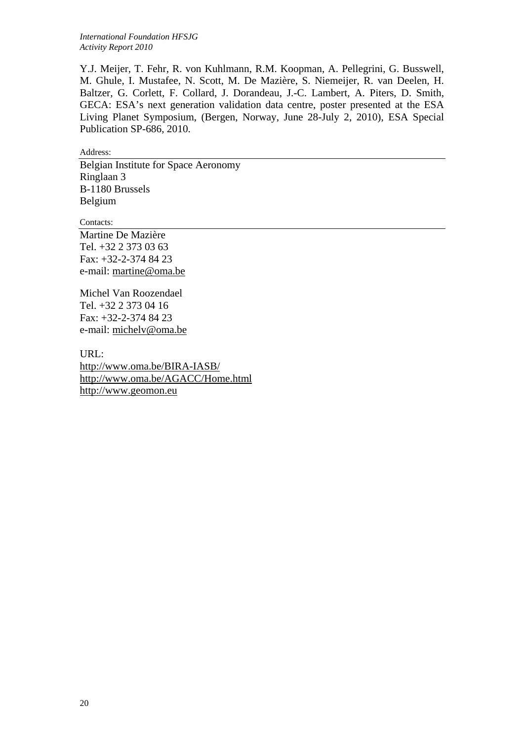Y.J. Meijer, T. Fehr, R. von Kuhlmann, R.M. Koopman, A. Pellegrini, G. Busswell, M. Ghule, I. Mustafee, N. Scott, M. De Mazière, S. Niemeijer, R. van Deelen, H. Baltzer, G. Corlett, F. Collard, J. Dorandeau, J.-C. Lambert, A. Piters, D. Smith, GECA: ESA's next generation validation data centre, poster presented at the ESA Living Planet Symposium, (Bergen, Norway, June 28-July 2, 2010), ESA Special Publication SP-686, 2010.

Address:

Belgian Institute for Space Aeronomy
Ringlaan 3
B-1180 Brussels
Belgium

Contacts:

Martine De Mazière
Tel. +32 2 373 03 63
Fax: +32-2-374 84 23
e-mail: martine@oma.be

Michel Van Roozendael
Tel. +32 2 373 04 16
Fax: +32-2-374 84 23
e-mail: michelv@oma.be

URL:
http://www.oma.be/BIRA-IASB/
http://www.oma.be/AGACC/Home.html
http://www.geomon.eu